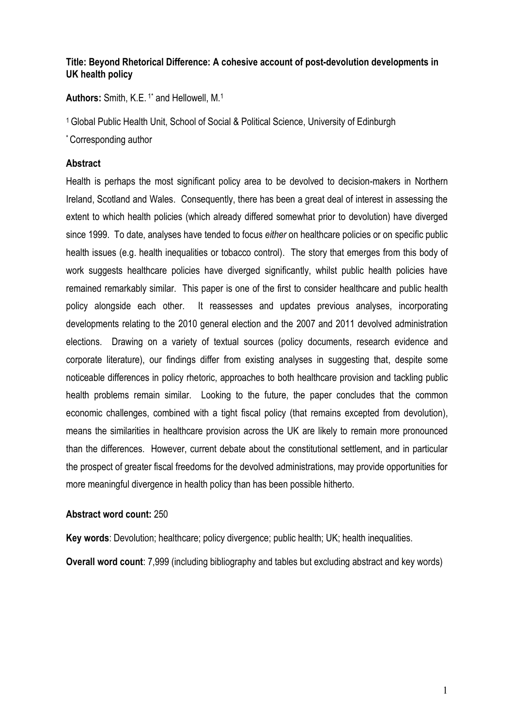**Title: Beyond Rhetorical Difference: A cohesive account of post-devolution developments in UK health policy**

**Authors:** Smith, K.E. [1*] and Hellowell, M.[1]

[1] Global Public Health Unit, School of Social & Political Science, University of Edinburgh

[*] Corresponding author

## Abstract

Health is perhaps the most significant policy area to be devolved to decision-makers in Northern Ireland, Scotland and Wales. Consequently, there has been a great deal of interest in assessing the extent to which health policies (which already differed somewhat prior to devolution) have diverged since 1999. To date, analyses have tended to focus *either* on healthcare policies or on specific public health issues (e.g. health inequalities or tobacco control). The story that emerges from this body of work suggests healthcare policies have diverged significantly, whilst public health policies have remained remarkably similar. This paper is one of the first to consider healthcare and public health policy alongside each other. It reassesses and updates previous analyses, incorporating developments relating to the 2010 general election and the 2007 and 2011 devolved administration elections. Drawing on a variety of textual sources (policy documents, research evidence and corporate literature), our findings differ from existing analyses in suggesting that, despite some noticeable differences in policy rhetoric, approaches to both healthcare provision and tackling public health problems remain similar. Looking to the future, the paper concludes that the common economic challenges, combined with a tight fiscal policy (that remains excepted from devolution), means the similarities in healthcare provision across the UK are likely to remain more pronounced than the differences. However, current debate about the constitutional settlement, and in particular the prospect of greater fiscal freedoms for the devolved administrations, may provide opportunities for more meaningful divergence in health policy than has been possible hitherto.

**Abstract word count:** 250

**Key words**: Devolution; healthcare; policy divergence; public health; UK; health inequalities.

**Overall word count**: 7,999 (including bibliography and tables but excluding abstract and key words)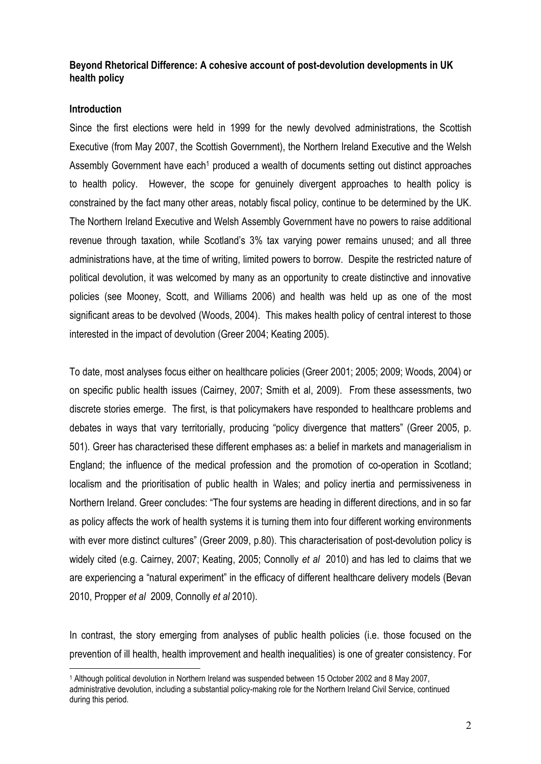**Beyond Rhetorical Difference: A cohesive account of post-devolution developments in UK health policy**

**Introduction**

Since the first elections were held in 1999 for the newly devolved administrations, the Scottish Executive (from May 2007, the Scottish Government), the Northern Ireland Executive and the Welsh Assembly Government have each[1] produced a wealth of documents setting out distinct approaches to health policy. However, the scope for genuinely divergent approaches to health policy is constrained by the fact many other areas, notably fiscal policy, continue to be determined by the UK. The Northern Ireland Executive and Welsh Assembly Government have no powers to raise additional revenue through taxation, while Scotland's 3% tax varying power remains unused; and all three administrations have, at the time of writing, limited powers to borrow. Despite the restricted nature of political devolution, it was welcomed by many as an opportunity to create distinctive and innovative policies (see Mooney, Scott, and Williams 2006) and health was held up as one of the most significant areas to be devolved (Woods, 2004). This makes health policy of central interest to those interested in the impact of devolution (Greer 2004; Keating 2005).

To date, most analyses focus either on healthcare policies (Greer 2001; 2005; 2009; Woods, 2004) or on specific public health issues (Cairney, 2007; Smith et al, 2009). From these assessments, two discrete stories emerge. The first, is that policymakers have responded to healthcare problems and debates in ways that vary territorially, producing "policy divergence that matters" (Greer 2005, p. 501). Greer has characterised these different emphases as: a belief in markets and managerialism in England; the influence of the medical profession and the promotion of co-operation in Scotland; localism and the prioritisation of public health in Wales; and policy inertia and permissiveness in Northern Ireland. Greer concludes: "The four systems are heading in different directions, and in so far as policy affects the work of health systems it is turning them into four different working environments with ever more distinct cultures" (Greer 2009, p.80). This characterisation of post-devolution policy is widely cited (e.g. Cairney, 2007; Keating, 2005; Connolly *et al* 2010) and has led to claims that we are experiencing a "natural experiment" in the efficacy of different healthcare delivery models (Bevan 2010, Propper *et al* 2009, Connolly *et al* 2010).

In contrast, the story emerging from analyses of public health policies (i.e. those focused on the prevention of ill health, health improvement and health inequalities) is one of greater consistency. For

[1] Although political devolution in Northern Ireland was suspended between 15 October 2002 and 8 May 2007, administrative devolution, including a substantial policy-making role for the Northern Ireland Civil Service, continued during this period.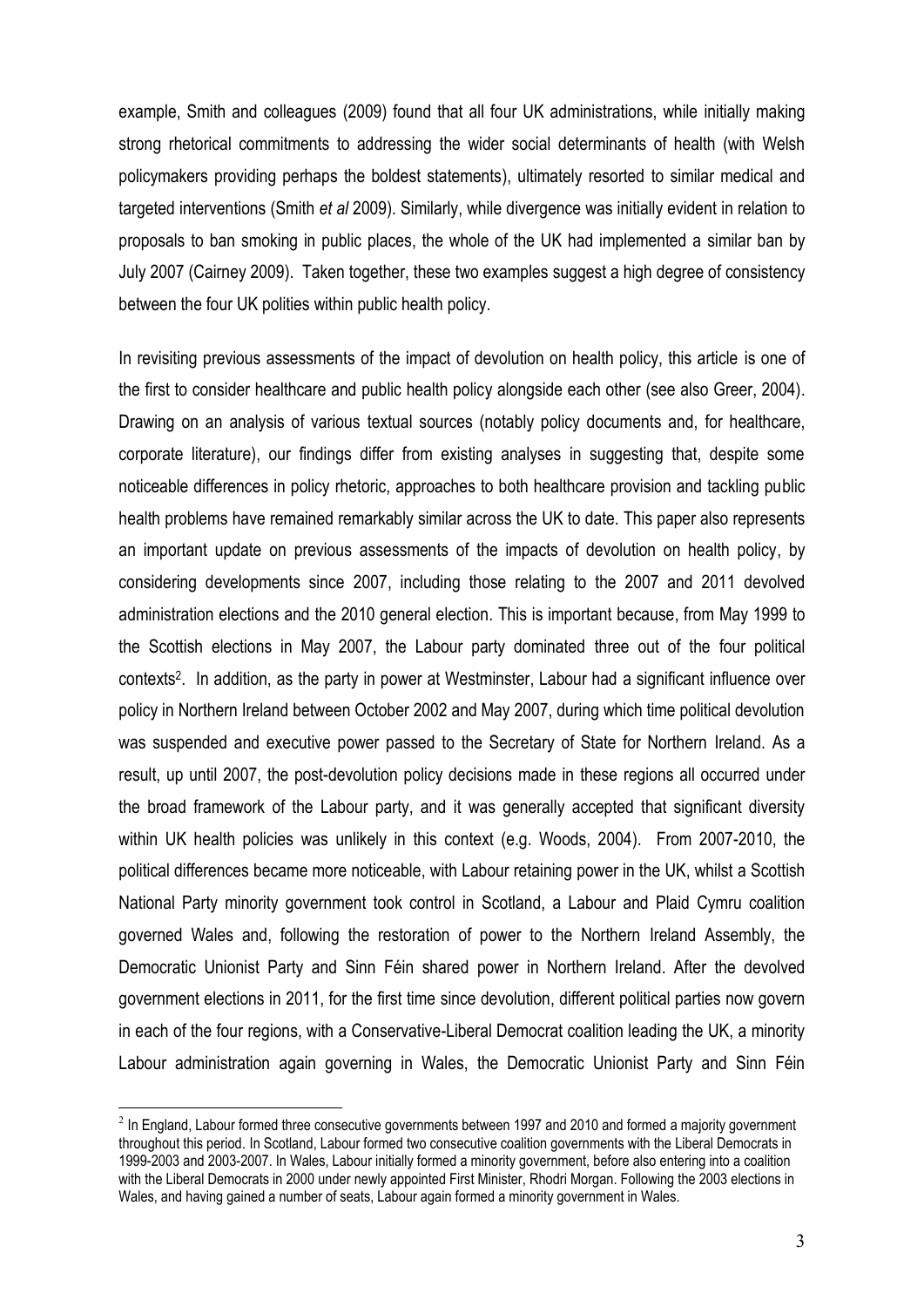example, Smith and colleagues (2009) found that all four UK administrations, while initially making strong rhetorical commitments to addressing the wider social determinants of health (with Welsh policymakers providing perhaps the boldest statements), ultimately resorted to similar medical and targeted interventions (Smith *et al* 2009). Similarly, while divergence was initially evident in relation to proposals to ban smoking in public places, the whole of the UK had implemented a similar ban by July 2007 (Cairney 2009). Taken together, these two examples suggest a high degree of consistency between the four UK polities within public health policy.

In revisiting previous assessments of the impact of devolution on health policy, this article is one of the first to consider healthcare and public health policy alongside each other (see also Greer, 2004). Drawing on an analysis of various textual sources (notably policy documents and, for healthcare, corporate literature), our findings differ from existing analyses in suggesting that, despite some noticeable differences in policy rhetoric, approaches to both healthcare provision and tackling public health problems have remained remarkably similar across the UK to date. This paper also represents an important update on previous assessments of the impacts of devolution on health policy, by considering developments since 2007, including those relating to the 2007 and 2011 devolved administration elections and the 2010 general election. This is important because, from May 1999 to the Scottish elections in May 2007, the Labour party dominated three out of the four political contexts[2]. In addition, as the party in power at Westminster, Labour had a significant influence over policy in Northern Ireland between October 2002 and May 2007, during which time political devolution was suspended and executive power passed to the Secretary of State for Northern Ireland. As a result, up until 2007, the post-devolution policy decisions made in these regions all occurred under the broad framework of the Labour party, and it was generally accepted that significant diversity within UK health policies was unlikely in this context (e.g. Woods, 2004). From 2007-2010, the political differences became more noticeable, with Labour retaining power in the UK, whilst a Scottish National Party minority government took control in Scotland, a Labour and Plaid Cymru coalition governed Wales and, following the restoration of power to the Northern Ireland Assembly, the Democratic Unionist Party and Sinn Féin shared power in Northern Ireland. After the devolved government elections in 2011, for the first time since devolution, different political parties now govern in each of the four regions, with a Conservative-Liberal Democrat coalition leading the UK, a minority Labour administration again governing in Wales, the Democratic Unionist Party and Sinn Féin

[2] In England, Labour formed three consecutive governments between 1997 and 2010 and formed a majority government throughout this period. In Scotland, Labour formed two consecutive coalition governments with the Liberal Democrats in 1999-2003 and 2003-2007. In Wales, Labour initially formed a minority government, before also entering into a coalition with the Liberal Democrats in 2000 under newly appointed First Minister, Rhodri Morgan. Following the 2003 elections in Wales, and having gained a number of seats, Labour again formed a minority government in Wales.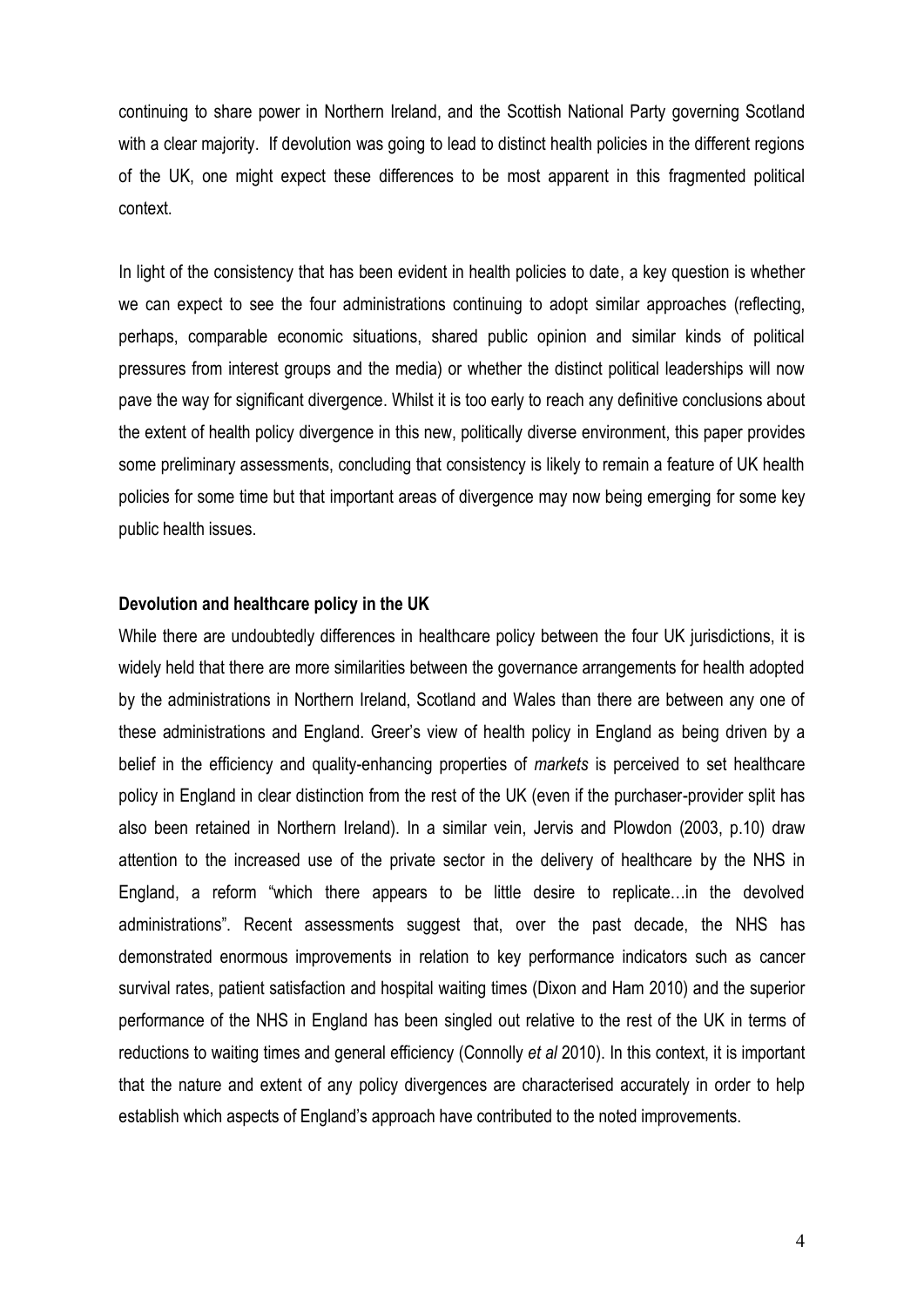continuing to share power in Northern Ireland, and the Scottish National Party governing Scotland with a clear majority. If devolution was going to lead to distinct health policies in the different regions of the UK, one might expect these differences to be most apparent in this fragmented political context.

In light of the consistency that has been evident in health policies to date, a key question is whether we can expect to see the four administrations continuing to adopt similar approaches (reflecting, perhaps, comparable economic situations, shared public opinion and similar kinds of political pressures from interest groups and the media) or whether the distinct political leaderships will now pave the way for significant divergence. Whilst it is too early to reach any definitive conclusions about the extent of health policy divergence in this new, politically diverse environment, this paper provides some preliminary assessments, concluding that consistency is likely to remain a feature of UK health policies for some time but that important areas of divergence may now being emerging for some key public health issues.

**Devolution and healthcare policy in the UK**

While there are undoubtedly differences in healthcare policy between the four UK jurisdictions, it is widely held that there are more similarities between the governance arrangements for health adopted by the administrations in Northern Ireland, Scotland and Wales than there are between any one of these administrations and England. Greer's view of health policy in England as being driven by a belief in the efficiency and quality-enhancing properties of *markets* is perceived to set healthcare policy in England in clear distinction from the rest of the UK (even if the purchaser-provider split has also been retained in Northern Ireland). In a similar vein, Jervis and Plowdon (2003, p.10) draw attention to the increased use of the private sector in the delivery of healthcare by the NHS in England, a reform "which there appears to be little desire to replicate…in the devolved administrations". Recent assessments suggest that, over the past decade, the NHS has demonstrated enormous improvements in relation to key performance indicators such as cancer survival rates, patient satisfaction and hospital waiting times (Dixon and Ham 2010) and the superior performance of the NHS in England has been singled out relative to the rest of the UK in terms of reductions to waiting times and general efficiency (Connolly *et al* 2010). In this context, it is important that the nature and extent of any policy divergences are characterised accurately in order to help establish which aspects of England's approach have contributed to the noted improvements.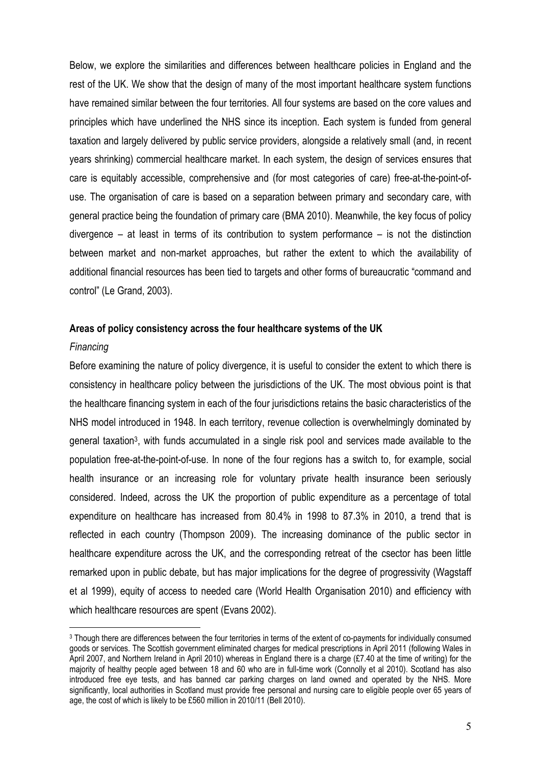Below, we explore the similarities and differences between healthcare policies in England and the rest of the UK. We show that the design of many of the most important healthcare system functions have remained similar between the four territories. All four systems are based on the core values and principles which have underlined the NHS since its inception. Each system is funded from general taxation and largely delivered by public service providers, alongside a relatively small (and, in recent years shrinking) commercial healthcare market. In each system, the design of services ensures that care is equitably accessible, comprehensive and (for most categories of care) free-at-the-point-of-use. The organisation of care is based on a separation between primary and secondary care, with general practice being the foundation of primary care (BMA 2010). Meanwhile, the key focus of policy divergence – at least in terms of its contribution to system performance – is not the distinction between market and non-market approaches, but rather the extent to which the availability of additional financial resources has been tied to targets and other forms of bureaucratic "command and control" (Le Grand, 2003).

**Areas of policy consistency across the four healthcare systems of the UK**

*Financing*

Before examining the nature of policy divergence, it is useful to consider the extent to which there is consistency in healthcare policy between the jurisdictions of the UK. The most obvious point is that the healthcare financing system in each of the four jurisdictions retains the basic characteristics of the NHS model introduced in 1948. In each territory, revenue collection is overwhelmingly dominated by general taxation[3], with funds accumulated in a single risk pool and services made available to the population free-at-the-point-of-use. In none of the four regions has a switch to, for example, social health insurance or an increasing role for voluntary private health insurance been seriously considered. Indeed, across the UK the proportion of public expenditure as a percentage of total expenditure on healthcare has increased from 80.4% in 1998 to 87.3% in 2010, a trend that is reflected in each country (Thompson 2009). The increasing dominance of the public sector in healthcare expenditure across the UK, and the corresponding retreat of the csector has been little remarked upon in public debate, but has major implications for the degree of progressivity (Wagstaff et al 1999), equity of access to needed care (World Health Organisation 2010) and efficiency with which healthcare resources are spent (Evans 2002).

[3] Though there are differences between the four territories in terms of the extent of co-payments for individually consumed goods or services. The Scottish government eliminated charges for medical prescriptions in April 2011 (following Wales in April 2007, and Northern Ireland in April 2010) whereas in England there is a charge (£7.40 at the time of writing) for the majority of healthy people aged between 18 and 60 who are in full-time work (Connolly et al 2010). Scotland has also introduced free eye tests, and has banned car parking charges on land owned and operated by the NHS. More significantly, local authorities in Scotland must provide free personal and nursing care to eligible people over 65 years of age, the cost of which is likely to be £560 million in 2010/11 (Bell 2010).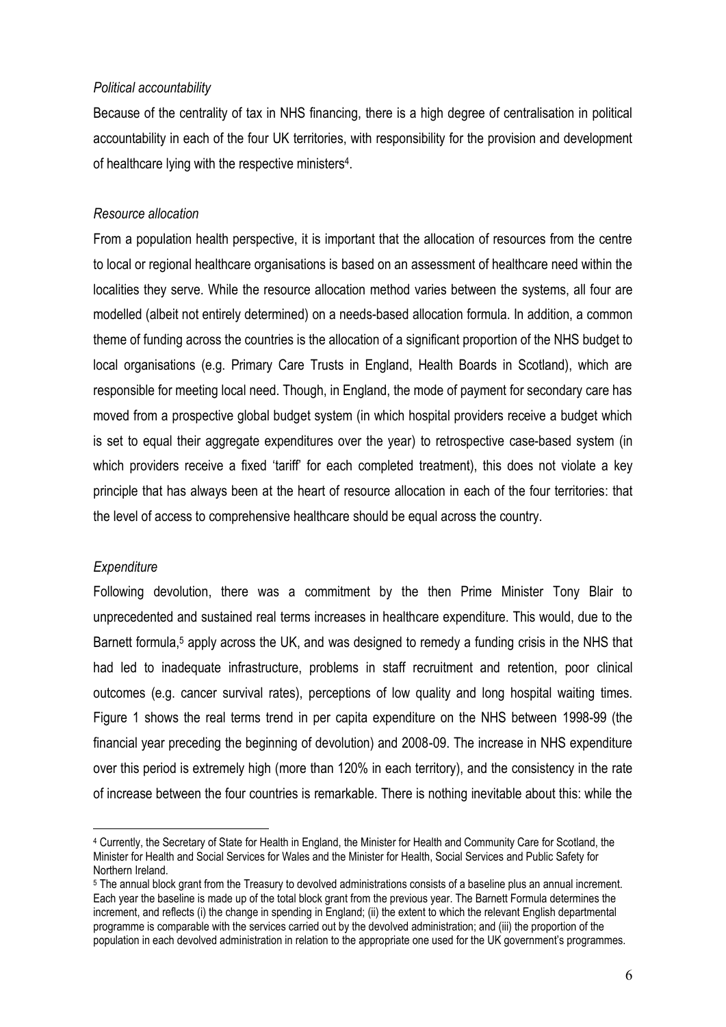*Political accountability*

Because of the centrality of tax in NHS financing, there is a high degree of centralisation in political accountability in each of the four UK territories, with responsibility for the provision and development of healthcare lying with the respective ministers[4].

*Resource allocation*

From a population health perspective, it is important that the allocation of resources from the centre to local or regional healthcare organisations is based on an assessment of healthcare need within the localities they serve. While the resource allocation method varies between the systems, all four are modelled (albeit not entirely determined) on a needs-based allocation formula. In addition, a common theme of funding across the countries is the allocation of a significant proportion of the NHS budget to local organisations (e.g. Primary Care Trusts in England, Health Boards in Scotland), which are responsible for meeting local need. Though, in England, the mode of payment for secondary care has moved from a prospective global budget system (in which hospital providers receive a budget which is set to equal their aggregate expenditures over the year) to retrospective case-based system (in which providers receive a fixed 'tariff' for each completed treatment), this does not violate a key principle that has always been at the heart of resource allocation in each of the four territories: that the level of access to comprehensive healthcare should be equal across the country.

*Expenditure*

Following devolution, there was a commitment by the then Prime Minister Tony Blair to unprecedented and sustained real terms increases in healthcare expenditure. This would, due to the Barnett formula,[5] apply across the UK, and was designed to remedy a funding crisis in the NHS that had led to inadequate infrastructure, problems in staff recruitment and retention, poor clinical outcomes (e.g. cancer survival rates), perceptions of low quality and long hospital waiting times. Figure 1 shows the real terms trend in per capita expenditure on the NHS between 1998-99 (the financial year preceding the beginning of devolution) and 2008-09. The increase in NHS expenditure over this period is extremely high (more than 120% in each territory), and the consistency in the rate of increase between the four countries is remarkable. There is nothing inevitable about this: while the

---

[4] Currently, the Secretary of State for Health in England, the Minister for Health and Community Care for Scotland, the Minister for Health and Social Services for Wales and the Minister for Health, Social Services and Public Safety for Northern Ireland.

[5] The annual block grant from the Treasury to devolved administrations consists of a baseline plus an annual increment. Each year the baseline is made up of the total block grant from the previous year. The Barnett Formula determines the increment, and reflects (i) the change in spending in England; (ii) the extent to which the relevant English departmental programme is comparable with the services carried out by the devolved administration; and (iii) the proportion of the population in each devolved administration in relation to the appropriate one used for the UK government's programmes.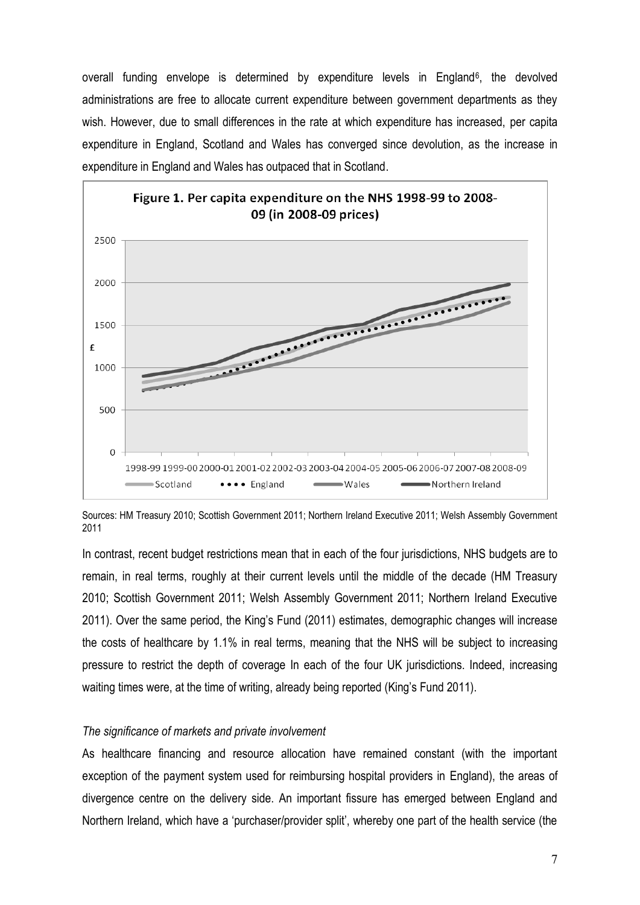overall funding envelope is determined by expenditure levels in England[6], the devolved administrations are free to allocate current expenditure between government departments as they wish. However, due to small differences in the rate at which expenditure has increased, per capita expenditure in England, Scotland and Wales has converged since devolution, as the increase in expenditure in England and Wales has outpaced that in Scotland.

**Figure 1. Per capita expenditure on the NHS 1998-99 to 2008-09 (in 2008-09 prices)**

Sources: HM Treasury 2010; Scottish Government 2011; Northern Ireland Executive 2011; Welsh Assembly Government 2011

In contrast, recent budget restrictions mean that in each of the four jurisdictions, NHS budgets are to remain, in real terms, roughly at their current levels until the middle of the decade (HM Treasury 2010; Scottish Government 2011; Welsh Assembly Government 2011; Northern Ireland Executive 2011). Over the same period, the King's Fund (2011) estimates, demographic changes will increase the costs of healthcare by 1.1% in real terms, meaning that the NHS will be subject to increasing pressure to restrict the depth of coverage In each of the four UK jurisdictions. Indeed, increasing waiting times were, at the time of writing, already being reported (King's Fund 2011).

*The significance of markets and private involvement*

As healthcare financing and resource allocation have remained constant (with the important exception of the payment system used for reimbursing hospital providers in England), the areas of divergence centre on the delivery side. An important fissure has emerged between England and Northern Ireland, which have a 'purchaser/provider split', whereby one part of the health service (the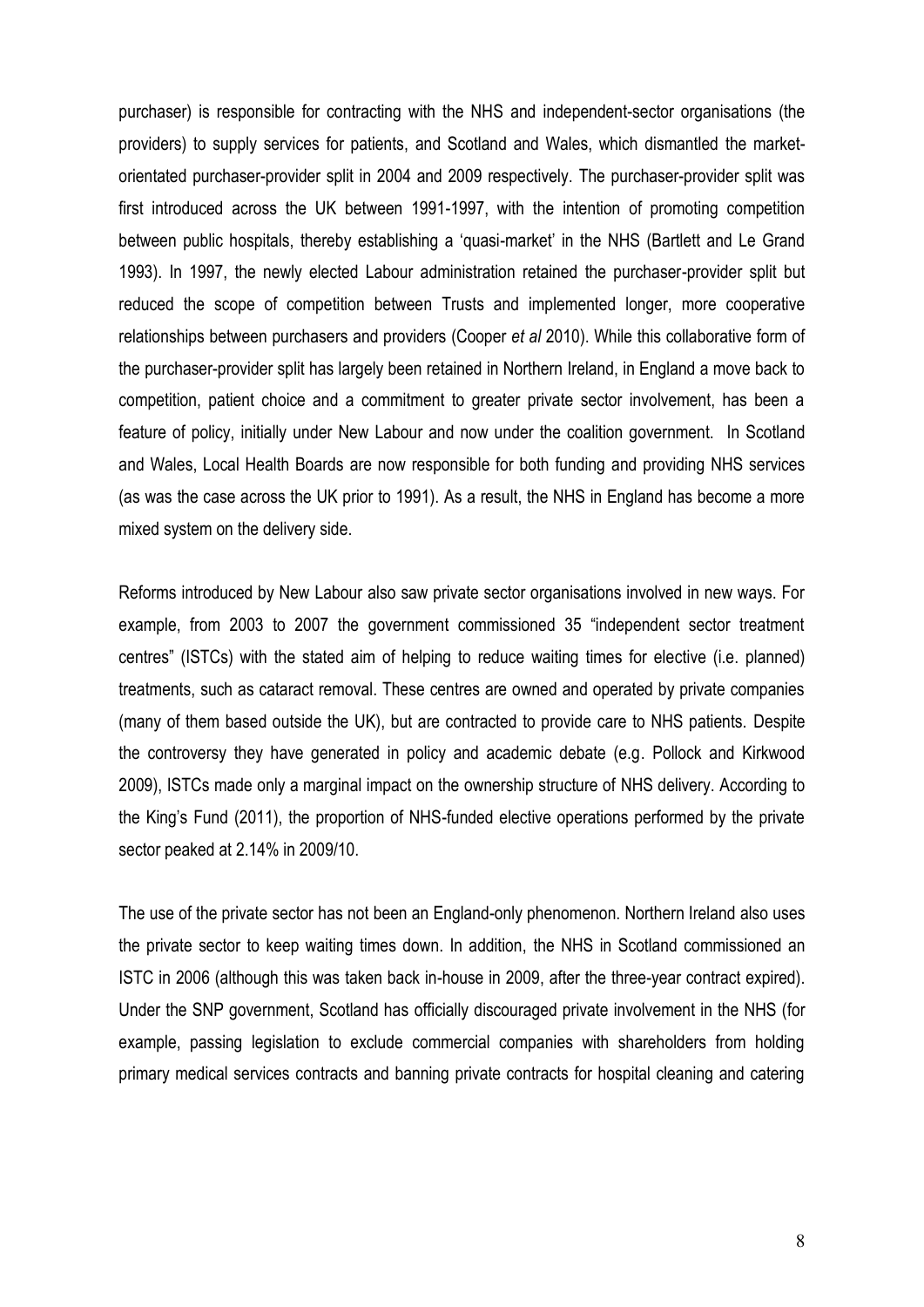purchaser) is responsible for contracting with the NHS and independent-sector organisations (the providers) to supply services for patients, and Scotland and Wales, which dismantled the market-orientated purchaser-provider split in 2004 and 2009 respectively. The purchaser-provider split was first introduced across the UK between 1991-1997, with the intention of promoting competition between public hospitals, thereby establishing a 'quasi-market' in the NHS (Bartlett and Le Grand 1993). In 1997, the newly elected Labour administration retained the purchaser-provider split but reduced the scope of competition between Trusts and implemented longer, more cooperative relationships between purchasers and providers (Cooper *et al* 2010). While this collaborative form of the purchaser-provider split has largely been retained in Northern Ireland, in England a move back to competition, patient choice and a commitment to greater private sector involvement, has been a feature of policy, initially under New Labour and now under the coalition government. In Scotland and Wales, Local Health Boards are now responsible for both funding and providing NHS services (as was the case across the UK prior to 1991). As a result, the NHS in England has become a more mixed system on the delivery side.

Reforms introduced by New Labour also saw private sector organisations involved in new ways. For example, from 2003 to 2007 the government commissioned 35 "independent sector treatment centres" (ISTCs) with the stated aim of helping to reduce waiting times for elective (i.e. planned) treatments, such as cataract removal. These centres are owned and operated by private companies (many of them based outside the UK), but are contracted to provide care to NHS patients. Despite the controversy they have generated in policy and academic debate (e.g. Pollock and Kirkwood 2009), ISTCs made only a marginal impact on the ownership structure of NHS delivery. According to the King's Fund (2011), the proportion of NHS-funded elective operations performed by the private sector peaked at 2.14% in 2009/10.

The use of the private sector has not been an England-only phenomenon. Northern Ireland also uses the private sector to keep waiting times down. In addition, the NHS in Scotland commissioned an ISTC in 2006 (although this was taken back in-house in 2009, after the three-year contract expired). Under the SNP government, Scotland has officially discouraged private involvement in the NHS (for example, passing legislation to exclude commercial companies with shareholders from holding primary medical services contracts and banning private contracts for hospital cleaning and catering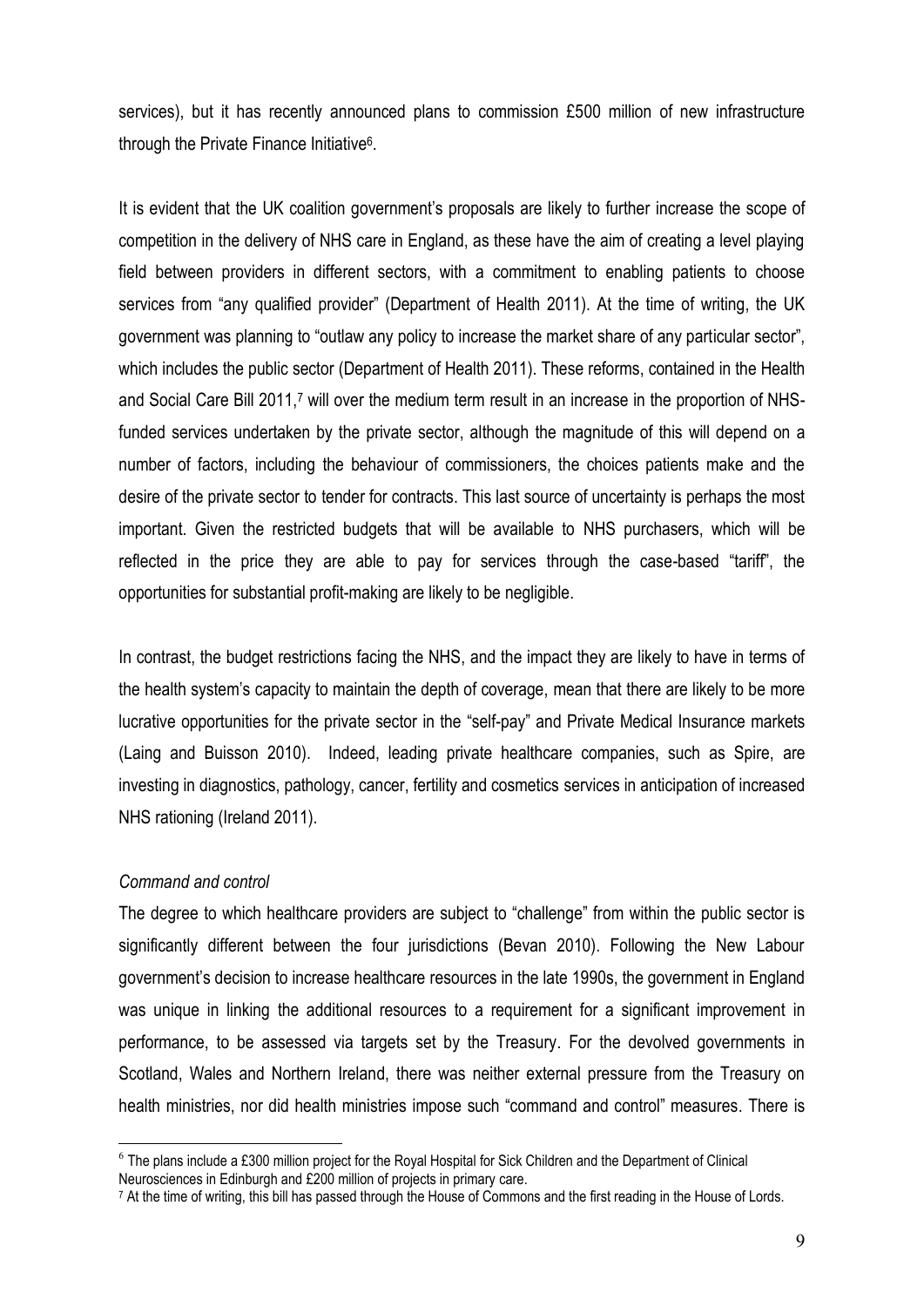services), but it has recently announced plans to commission £500 million of new infrastructure through the Private Finance Initiative[6].

It is evident that the UK coalition government's proposals are likely to further increase the scope of competition in the delivery of NHS care in England, as these have the aim of creating a level playing field between providers in different sectors, with a commitment to enabling patients to choose services from "any qualified provider" (Department of Health 2011). At the time of writing, the UK government was planning to "outlaw any policy to increase the market share of any particular sector", which includes the public sector (Department of Health 2011). These reforms, contained in the Health and Social Care Bill 2011,[7] will over the medium term result in an increase in the proportion of NHS-funded services undertaken by the private sector, although the magnitude of this will depend on a number of factors, including the behaviour of commissioners, the choices patients make and the desire of the private sector to tender for contracts. This last source of uncertainty is perhaps the most important. Given the restricted budgets that will be available to NHS purchasers, which will be reflected in the price they are able to pay for services through the case-based "tariff", the opportunities for substantial profit-making are likely to be negligible.

In contrast, the budget restrictions facing the NHS, and the impact they are likely to have in terms of the health system's capacity to maintain the depth of coverage, mean that there are likely to be more lucrative opportunities for the private sector in the "self-pay" and Private Medical Insurance markets (Laing and Buisson 2010). Indeed, leading private healthcare companies, such as Spire, are investing in diagnostics, pathology, cancer, fertility and cosmetics services in anticipation of increased NHS rationing (Ireland 2011).

*Command and control*

The degree to which healthcare providers are subject to "challenge" from within the public sector is significantly different between the four jurisdictions (Bevan 2010). Following the New Labour government's decision to increase healthcare resources in the late 1990s, the government in England was unique in linking the additional resources to a requirement for a significant improvement in performance, to be assessed via targets set by the Treasury. For the devolved governments in Scotland, Wales and Northern Ireland, there was neither external pressure from the Treasury on health ministries, nor did health ministries impose such "command and control" measures. There is

---

[6] The plans include a £300 million project for the Royal Hospital for Sick Children and the Department of Clinical Neurosciences in Edinburgh and £200 million of projects in primary care.

[7] At the time of writing, this bill has passed through the House of Commons and the first reading in the House of Lords.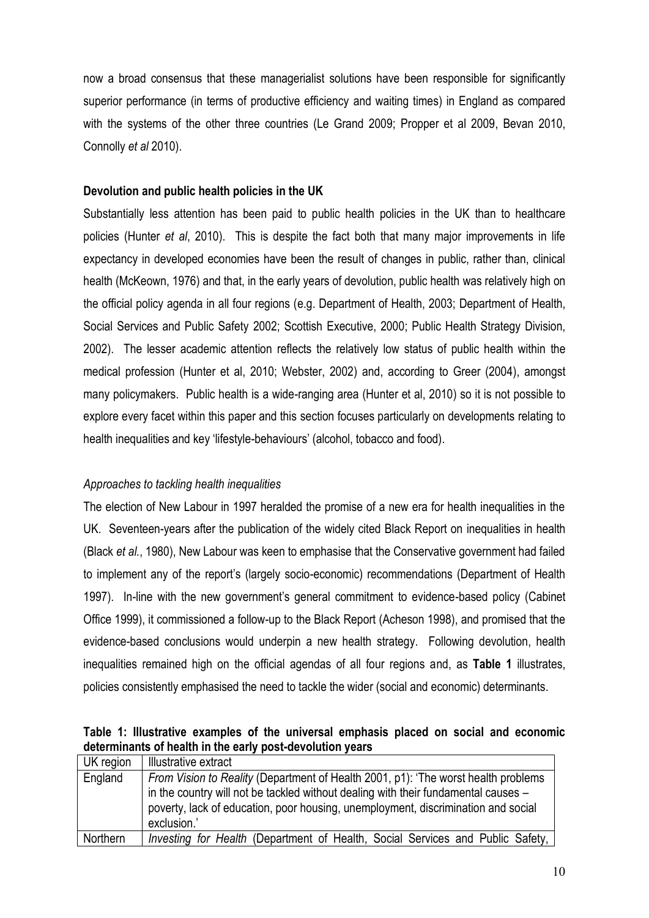now a broad consensus that these managerialist solutions have been responsible for significantly superior performance (in terms of productive efficiency and waiting times) in England as compared with the systems of the other three countries (Le Grand 2009; Propper et al 2009, Bevan 2010, Connolly *et al* 2010).

**Devolution and public health policies in the UK**

Substantially less attention has been paid to public health policies in the UK than to healthcare policies (Hunter *et al*, 2010). This is despite the fact both that many major improvements in life expectancy in developed economies have been the result of changes in public, rather than, clinical health (McKeown, 1976) and that, in the early years of devolution, public health was relatively high on the official policy agenda in all four regions (e.g. Department of Health, 2003; Department of Health, Social Services and Public Safety 2002; Scottish Executive, 2000; Public Health Strategy Division, 2002). The lesser academic attention reflects the relatively low status of public health within the medical profession (Hunter et al, 2010; Webster, 2002) and, according to Greer (2004), amongst many policymakers. Public health is a wide-ranging area (Hunter et al, 2010) so it is not possible to explore every facet within this paper and this section focuses particularly on developments relating to health inequalities and key 'lifestyle-behaviours' (alcohol, tobacco and food).

*Approaches to tackling health inequalities*

The election of New Labour in 1997 heralded the promise of a new era for health inequalities in the UK. Seventeen-years after the publication of the widely cited Black Report on inequalities in health (Black *et al.*, 1980), New Labour was keen to emphasise that the Conservative government had failed to implement any of the report's (largely socio-economic) recommendations (Department of Health 1997). In-line with the new government's general commitment to evidence-based policy (Cabinet Office 1999), it commissioned a follow-up to the Black Report (Acheson 1998), and promised that the evidence-based conclusions would underpin a new health strategy. Following devolution, health inequalities remained high on the official agendas of all four regions and, as **Table 1** illustrates, policies consistently emphasised the need to tackle the wider (social and economic) determinants.

**Table 1: Illustrative examples of the universal emphasis placed on social and economic determinants of health in the early post-devolution years**

| UK region | Illustrative extract |
|---|---|
| England | *From Vision to Reality* (Department of Health 2001, p1): 'The worst health problems in the country will not be tackled without dealing with their fundamental causes – poverty, lack of education, poor housing, unemployment, discrimination and social exclusion.' |
| Northern | *Investing for Health* (Department of Health, Social Services and Public Safety, |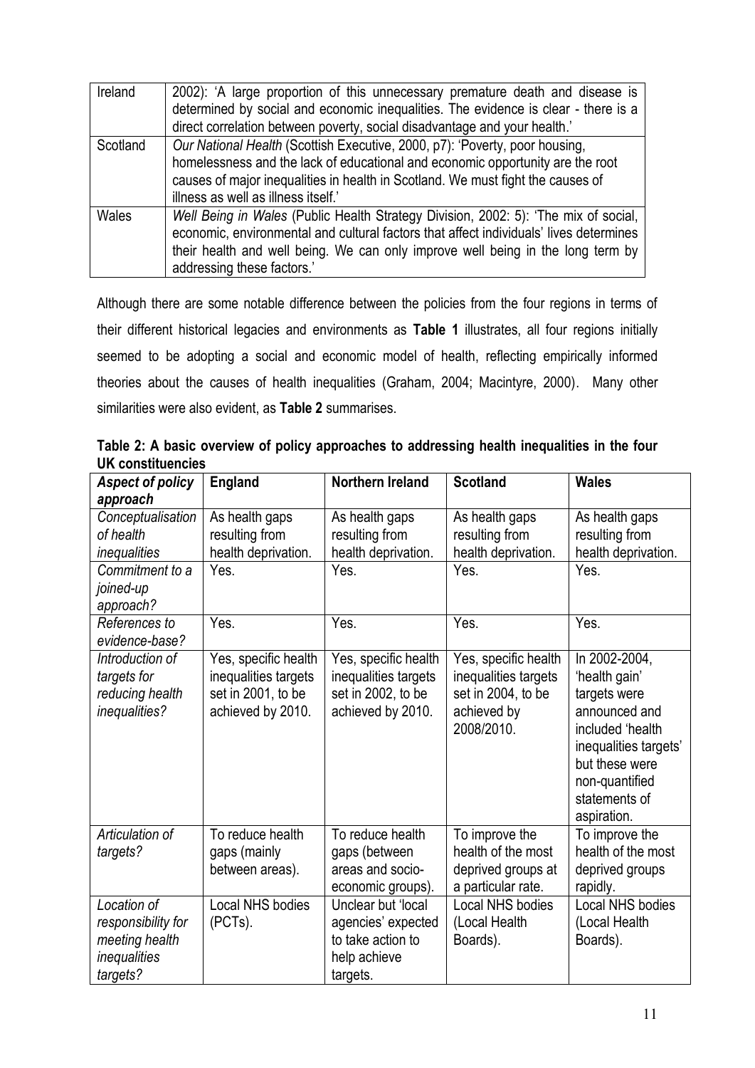| Ireland | 2002): 'A large proportion of this unnecessary premature death and disease is determined by social and economic inequalities. The evidence is clear - there is a direct correlation between poverty, social disadvantage and your health.' |
|---|---|
| Scotland | *Our National Health* (Scottish Executive, 2000, p7): 'Poverty, poor housing, homelessness and the lack of educational and economic opportunity are the root causes of major inequalities in health in Scotland. We must fight the causes of illness as well as illness itself.' |
| Wales | *Well Being in Wales* (Public Health Strategy Division, 2002: 5): 'The mix of social, economic, environmental and cultural factors that affect individuals' lives determines their health and well being. We can only improve well being in the long term by addressing these factors.' |

Although there are some notable difference between the policies from the four regions in terms of their different historical legacies and environments as **Table 1** illustrates, all four regions initially seemed to be adopting a social and economic model of health, reflecting empirically informed theories about the causes of health inequalities (Graham, 2004; Macintyre, 2000). Many other similarities were also evident, as **Table 2** summarises.

**Table 2: A basic overview of policy approaches to addressing health inequalities in the four UK constituencies**

| *Aspect of policy approach* | **England** | **Northern Ireland** | **Scotland** | **Wales** |
|---|---|---|---|---|
| *Conceptualisation of health inequalities* | As health gaps resulting from health deprivation. | As health gaps resulting from health deprivation. | As health gaps resulting from health deprivation. | As health gaps resulting from health deprivation. |
| *Commitment to a joined-up approach?* | Yes. | Yes. | Yes. | Yes. |
| *References to evidence-base?* | Yes. | Yes. | Yes. | Yes. |
| *Introduction of targets for reducing health inequalities?* | Yes, specific health inequalities targets set in 2001, to be achieved by 2010. | Yes, specific health inequalities targets set in 2002, to be achieved by 2010. | Yes, specific health inequalities targets set in 2004, to be achieved by 2008/2010. | In 2002-2004, 'health gain' targets were announced and included 'health inequalities targets' but these were non-quantified statements of aspiration. |
| *Articulation of targets?* | To reduce health gaps (mainly between areas). | To reduce health gaps (between areas and socio-economic groups). | To improve the health of the most deprived groups at a particular rate. | To improve the health of the most deprived groups rapidly. |
| *Location of responsibility for meeting health inequalities targets?* | Local NHS bodies (PCTs). | Unclear but 'local agencies' expected to take action to help achieve targets. | Local NHS bodies (Local Health Boards). | Local NHS bodies (Local Health Boards). |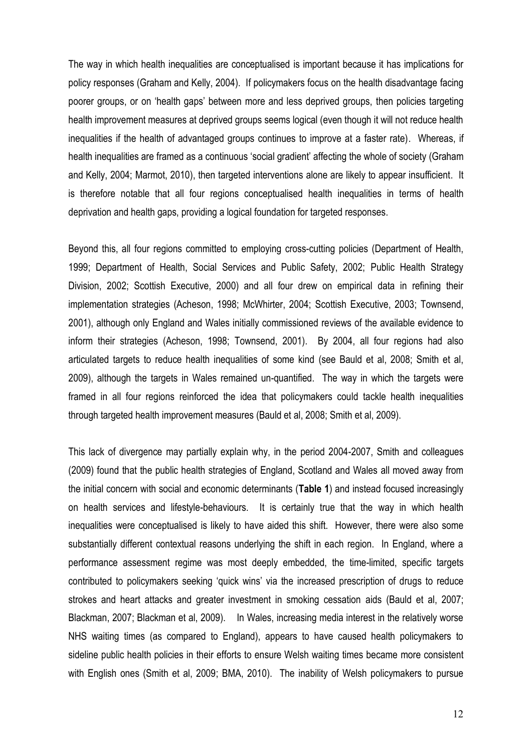The way in which health inequalities are conceptualised is important because it has implications for policy responses (Graham and Kelly, 2004). If policymakers focus on the health disadvantage facing poorer groups, or on 'health gaps' between more and less deprived groups, then policies targeting health improvement measures at deprived groups seems logical (even though it will not reduce health inequalities if the health of advantaged groups continues to improve at a faster rate). Whereas, if health inequalities are framed as a continuous 'social gradient' affecting the whole of society (Graham and Kelly, 2004; Marmot, 2010), then targeted interventions alone are likely to appear insufficient. It is therefore notable that all four regions conceptualised health inequalities in terms of health deprivation and health gaps, providing a logical foundation for targeted responses.

Beyond this, all four regions committed to employing cross-cutting policies (Department of Health, 1999; Department of Health, Social Services and Public Safety, 2002; Public Health Strategy Division, 2002; Scottish Executive, 2000) and all four drew on empirical data in refining their implementation strategies (Acheson, 1998; McWhirter, 2004; Scottish Executive, 2003; Townsend, 2001), although only England and Wales initially commissioned reviews of the available evidence to inform their strategies (Acheson, 1998; Townsend, 2001). By 2004, all four regions had also articulated targets to reduce health inequalities of some kind (see Bauld et al, 2008; Smith et al, 2009), although the targets in Wales remained un-quantified. The way in which the targets were framed in all four regions reinforced the idea that policymakers could tackle health inequalities through targeted health improvement measures (Bauld et al, 2008; Smith et al, 2009).

This lack of divergence may partially explain why, in the period 2004-2007, Smith and colleagues (2009) found that the public health strategies of England, Scotland and Wales all moved away from the initial concern with social and economic determinants (**Table 1**) and instead focused increasingly on health services and lifestyle-behaviours. It is certainly true that the way in which health inequalities were conceptualised is likely to have aided this shift. However, there were also some substantially different contextual reasons underlying the shift in each region. In England, where a performance assessment regime was most deeply embedded, the time-limited, specific targets contributed to policymakers seeking 'quick wins' via the increased prescription of drugs to reduce strokes and heart attacks and greater investment in smoking cessation aids (Bauld et al, 2007; Blackman, 2007; Blackman et al, 2009). In Wales, increasing media interest in the relatively worse NHS waiting times (as compared to England), appears to have caused health policymakers to sideline public health policies in their efforts to ensure Welsh waiting times became more consistent with English ones (Smith et al, 2009; BMA, 2010). The inability of Welsh policymakers to pursue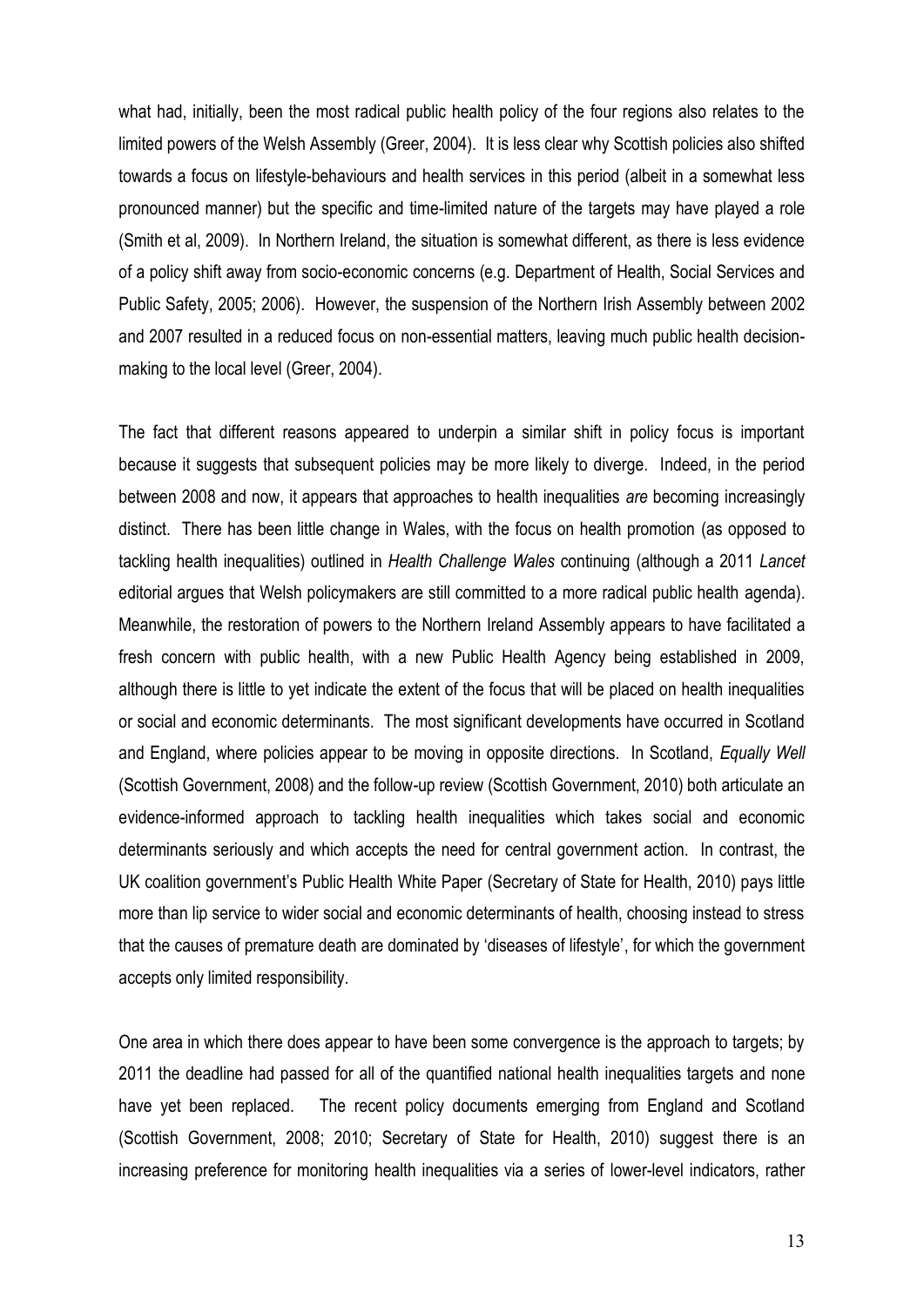what had, initially, been the most radical public health policy of the four regions also relates to the limited powers of the Welsh Assembly (Greer, 2004). It is less clear why Scottish policies also shifted towards a focus on lifestyle-behaviours and health services in this period (albeit in a somewhat less pronounced manner) but the specific and time-limited nature of the targets may have played a role (Smith et al, 2009). In Northern Ireland, the situation is somewhat different, as there is less evidence of a policy shift away from socio-economic concerns (e.g. Department of Health, Social Services and Public Safety, 2005; 2006). However, the suspension of the Northern Irish Assembly between 2002 and 2007 resulted in a reduced focus on non-essential matters, leaving much public health decision-making to the local level (Greer, 2004).

The fact that different reasons appeared to underpin a similar shift in policy focus is important because it suggests that subsequent policies may be more likely to diverge. Indeed, in the period between 2008 and now, it appears that approaches to health inequalities *are* becoming increasingly distinct. There has been little change in Wales, with the focus on health promotion (as opposed to tackling health inequalities) outlined in *Health Challenge Wales* continuing (although a 2011 *Lancet* editorial argues that Welsh policymakers are still committed to a more radical public health agenda). Meanwhile, the restoration of powers to the Northern Ireland Assembly appears to have facilitated a fresh concern with public health, with a new Public Health Agency being established in 2009, although there is little to yet indicate the extent of the focus that will be placed on health inequalities or social and economic determinants. The most significant developments have occurred in Scotland and England, where policies appear to be moving in opposite directions. In Scotland, *Equally Well* (Scottish Government, 2008) and the follow-up review (Scottish Government, 2010) both articulate an evidence-informed approach to tackling health inequalities which takes social and economic determinants seriously and which accepts the need for central government action. In contrast, the UK coalition government's Public Health White Paper (Secretary of State for Health, 2010) pays little more than lip service to wider social and economic determinants of health, choosing instead to stress that the causes of premature death are dominated by 'diseases of lifestyle', for which the government accepts only limited responsibility.

One area in which there does appear to have been some convergence is the approach to targets; by 2011 the deadline had passed for all of the quantified national health inequalities targets and none have yet been replaced. The recent policy documents emerging from England and Scotland (Scottish Government, 2008; 2010; Secretary of State for Health, 2010) suggest there is an increasing preference for monitoring health inequalities via a series of lower-level indicators, rather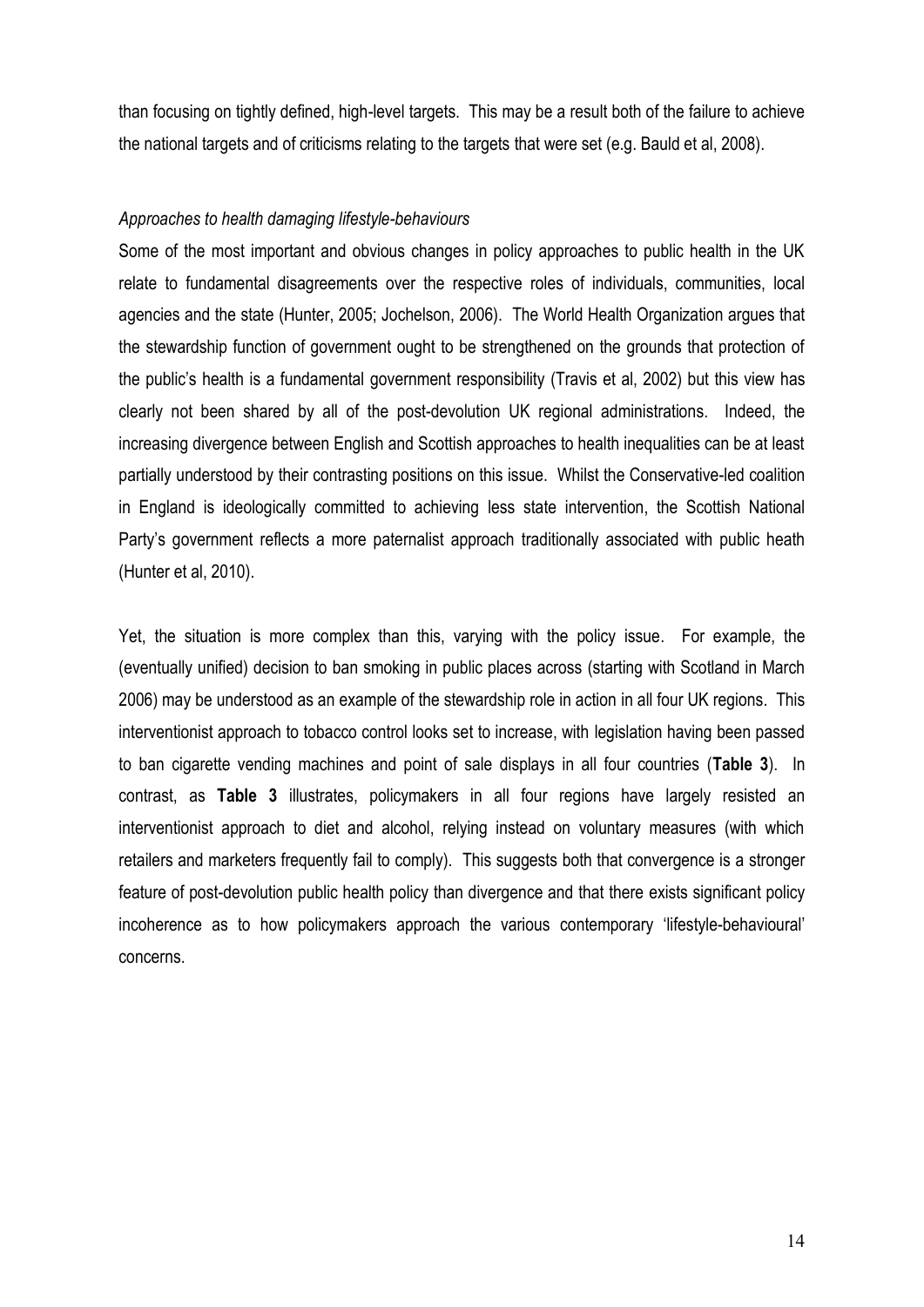than focusing on tightly defined, high-level targets. This may be a result both of the failure to achieve the national targets and of criticisms relating to the targets that were set (e.g. Bauld et al, 2008).

*Approaches to health damaging lifestyle-behaviours*

Some of the most important and obvious changes in policy approaches to public health in the UK relate to fundamental disagreements over the respective roles of individuals, communities, local agencies and the state (Hunter, 2005; Jochelson, 2006). The World Health Organization argues that the stewardship function of government ought to be strengthened on the grounds that protection of the public's health is a fundamental government responsibility (Travis et al, 2002) but this view has clearly not been shared by all of the post-devolution UK regional administrations. Indeed, the increasing divergence between English and Scottish approaches to health inequalities can be at least partially understood by their contrasting positions on this issue. Whilst the Conservative-led coalition in England is ideologically committed to achieving less state intervention, the Scottish National Party's government reflects a more paternalist approach traditionally associated with public heath (Hunter et al, 2010).

Yet, the situation is more complex than this, varying with the policy issue. For example, the (eventually unified) decision to ban smoking in public places across (starting with Scotland in March 2006) may be understood as an example of the stewardship role in action in all four UK regions. This interventionist approach to tobacco control looks set to increase, with legislation having been passed to ban cigarette vending machines and point of sale displays in all four countries (**Table 3**). In contrast, as **Table 3** illustrates, policymakers in all four regions have largely resisted an interventionist approach to diet and alcohol, relying instead on voluntary measures (with which retailers and marketers frequently fail to comply). This suggests both that convergence is a stronger feature of post-devolution public health policy than divergence and that there exists significant policy incoherence as to how policymakers approach the various contemporary 'lifestyle-behavioural' concerns.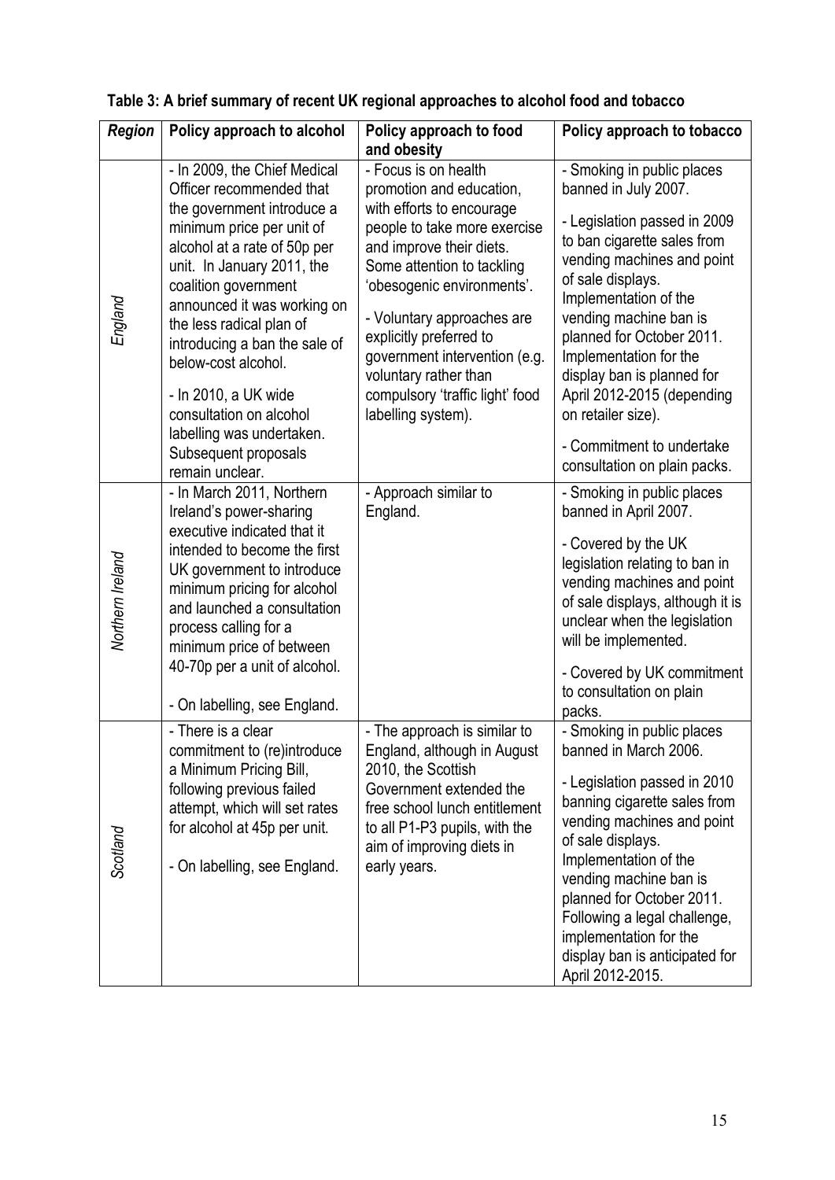**Table 3: A brief summary of recent UK regional approaches to alcohol food and tobacco**

| *Region* | Policy approach to alcohol | Policy approach to food and obesity | Policy approach to tobacco |
|---|---|---|---|
| *England* | - In 2009, the Chief Medical Officer recommended that the government introduce a minimum price per unit of alcohol at a rate of 50p per unit. In January 2011, the coalition government announced it was working on the less radical plan of introducing a ban the sale of below-cost alcohol.<br><br>- In 2010, a UK wide consultation on alcohol labelling was undertaken. Subsequent proposals remain unclear. | - Focus is on health promotion and education, with efforts to encourage people to take more exercise and improve their diets. Some attention to tackling 'obesogenic environments'.<br><br>- Voluntary approaches are explicitly preferred to government intervention (e.g. voluntary rather than compulsory 'traffic light' food labelling system). | - Smoking in public places banned in July 2007.<br><br>- Legislation passed in 2009 to ban cigarette sales from vending machines and point of sale displays. Implementation of the vending machine ban is planned for October 2011. Implementation for the display ban is planned for April 2012-2015 (depending on retailer size).<br><br>- Commitment to undertake consultation on plain packs. |
| *Northern Ireland* | - In March 2011, Northern Ireland's power-sharing executive indicated that it intended to become the first UK government to introduce minimum pricing for alcohol and launched a consultation process calling for a minimum price of between 40-70p per a unit of alcohol.<br><br>- On labelling, see England. | - Approach similar to England. | - Smoking in public places banned in April 2007.<br><br>- Covered by the UK legislation relating to ban in vending machines and point of sale displays, although it is unclear when the legislation will be implemented.<br><br>- Covered by UK commitment to consultation on plain packs. |
| *Scotland* | - There is a clear commitment to (re)introduce a Minimum Pricing Bill, following previous failed attempt, which will set rates for alcohol at 45p per unit.<br><br>- On labelling, see England. | - The approach is similar to England, although in August 2010, the Scottish Government extended the free school lunch entitlement to all P1-P3 pupils, with the aim of improving diets in early years. | - Smoking in public places banned in March 2006.<br><br>- Legislation passed in 2010 banning cigarette sales from vending machines and point of sale displays. Implementation of the vending machine ban is planned for October 2011. Following a legal challenge, implementation for the display ban is anticipated for April 2012-2015. |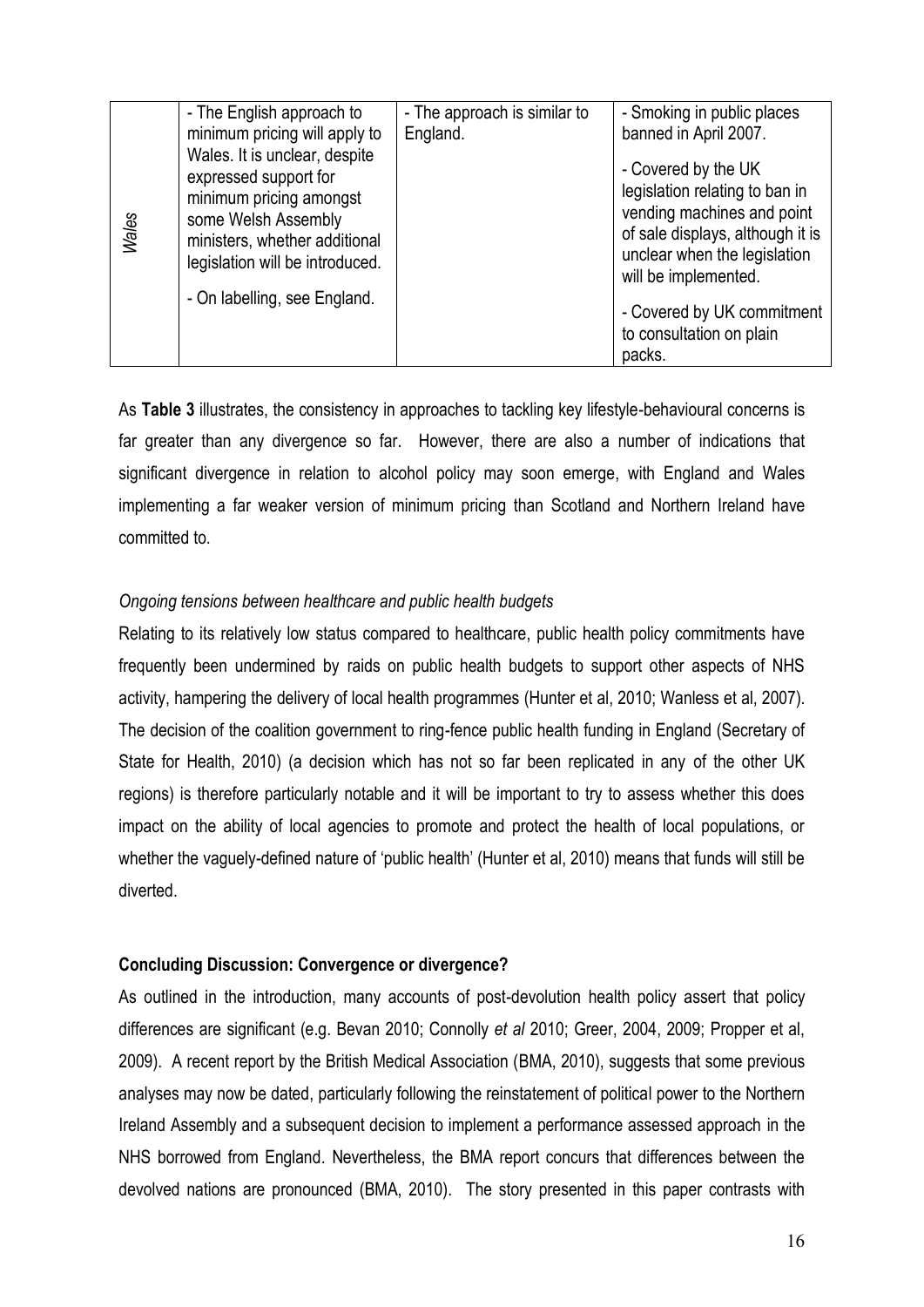| Wales | - The English approach to minimum pricing will apply to Wales. It is unclear, despite expressed support for minimum pricing amongst some Welsh Assembly ministers, whether additional legislation will be introduced.<br><br>- On labelling, see England. | - The approach is similar to England. | - Smoking in public places banned in April 2007.<br><br>- Covered by the UK legislation relating to ban in vending machines and point of sale displays, although it is unclear when the legislation will be implemented.<br><br>- Covered by UK commitment to consultation on plain packs. |
|---|---|---|---|

As **Table 3** illustrates, the consistency in approaches to tackling key lifestyle-behavioural concerns is far greater than any divergence so far. However, there are also a number of indications that significant divergence in relation to alcohol policy may soon emerge, with England and Wales implementing a far weaker version of minimum pricing than Scotland and Northern Ireland have committed to.

*Ongoing tensions between healthcare and public health budgets*

Relating to its relatively low status compared to healthcare, public health policy commitments have frequently been undermined by raids on public health budgets to support other aspects of NHS activity, hampering the delivery of local health programmes (Hunter et al, 2010; Wanless et al, 2007). The decision of the coalition government to ring-fence public health funding in England (Secretary of State for Health, 2010) (a decision which has not so far been replicated in any of the other UK regions) is therefore particularly notable and it will be important to try to assess whether this does impact on the ability of local agencies to promote and protect the health of local populations, or whether the vaguely-defined nature of 'public health' (Hunter et al, 2010) means that funds will still be diverted.

**Concluding Discussion: Convergence or divergence?**

As outlined in the introduction, many accounts of post-devolution health policy assert that policy differences are significant (e.g. Bevan 2010; Connolly *et al* 2010; Greer, 2004, 2009; Propper et al, 2009). A recent report by the British Medical Association (BMA, 2010), suggests that some previous analyses may now be dated, particularly following the reinstatement of political power to the Northern Ireland Assembly and a subsequent decision to implement a performance assessed approach in the NHS borrowed from England. Nevertheless, the BMA report concurs that differences between the devolved nations are pronounced (BMA, 2010). The story presented in this paper contrasts with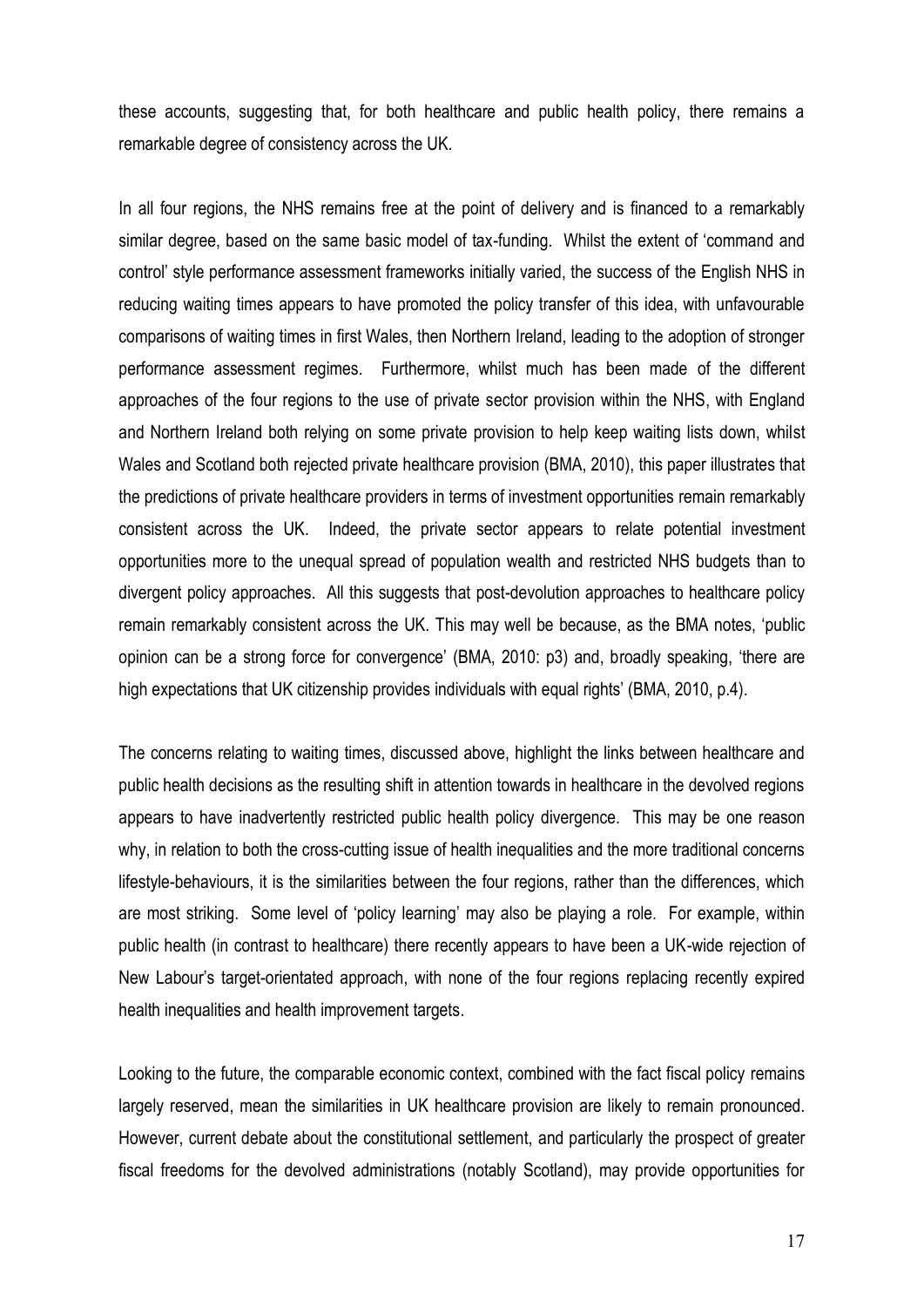these accounts, suggesting that, for both healthcare and public health policy, there remains a remarkable degree of consistency across the UK.

In all four regions, the NHS remains free at the point of delivery and is financed to a remarkably similar degree, based on the same basic model of tax-funding. Whilst the extent of 'command and control' style performance assessment frameworks initially varied, the success of the English NHS in reducing waiting times appears to have promoted the policy transfer of this idea, with unfavourable comparisons of waiting times in first Wales, then Northern Ireland, leading to the adoption of stronger performance assessment regimes. Furthermore, whilst much has been made of the different approaches of the four regions to the use of private sector provision within the NHS, with England and Northern Ireland both relying on some private provision to help keep waiting lists down, whilst Wales and Scotland both rejected private healthcare provision (BMA, 2010), this paper illustrates that the predictions of private healthcare providers in terms of investment opportunities remain remarkably consistent across the UK. Indeed, the private sector appears to relate potential investment opportunities more to the unequal spread of population wealth and restricted NHS budgets than to divergent policy approaches. All this suggests that post-devolution approaches to healthcare policy remain remarkably consistent across the UK. This may well be because, as the BMA notes, 'public opinion can be a strong force for convergence' (BMA, 2010: p3) and, broadly speaking, 'there are high expectations that UK citizenship provides individuals with equal rights' (BMA, 2010, p.4).

The concerns relating to waiting times, discussed above, highlight the links between healthcare and public health decisions as the resulting shift in attention towards in healthcare in the devolved regions appears to have inadvertently restricted public health policy divergence. This may be one reason why, in relation to both the cross-cutting issue of health inequalities and the more traditional concerns lifestyle-behaviours, it is the similarities between the four regions, rather than the differences, which are most striking. Some level of 'policy learning' may also be playing a role. For example, within public health (in contrast to healthcare) there recently appears to have been a UK-wide rejection of New Labour's target-orientated approach, with none of the four regions replacing recently expired health inequalities and health improvement targets.

Looking to the future, the comparable economic context, combined with the fact fiscal policy remains largely reserved, mean the similarities in UK healthcare provision are likely to remain pronounced. However, current debate about the constitutional settlement, and particularly the prospect of greater fiscal freedoms for the devolved administrations (notably Scotland), may provide opportunities for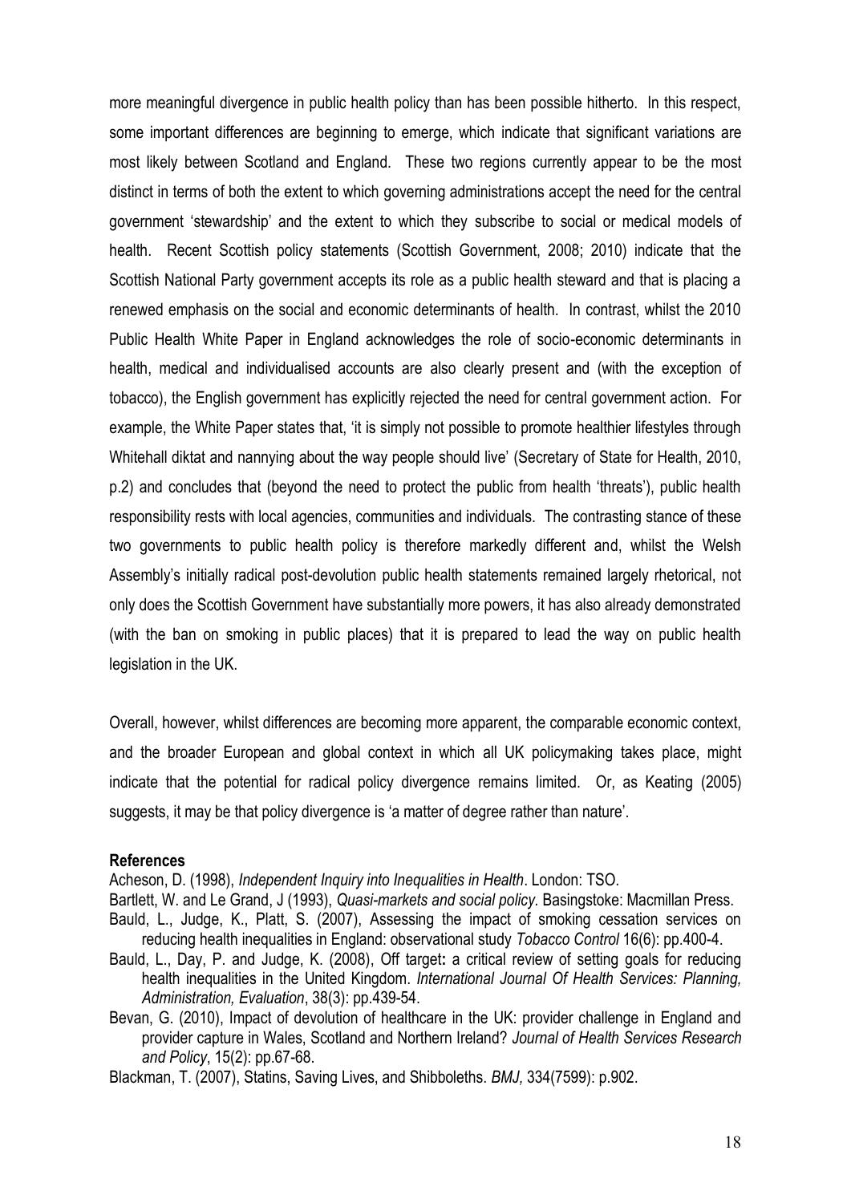more meaningful divergence in public health policy than has been possible hitherto. In this respect, some important differences are beginning to emerge, which indicate that significant variations are most likely between Scotland and England. These two regions currently appear to be the most distinct in terms of both the extent to which governing administrations accept the need for the central government 'stewardship' and the extent to which they subscribe to social or medical models of health. Recent Scottish policy statements (Scottish Government, 2008; 2010) indicate that the Scottish National Party government accepts its role as a public health steward and that is placing a renewed emphasis on the social and economic determinants of health. In contrast, whilst the 2010 Public Health White Paper in England acknowledges the role of socio-economic determinants in health, medical and individualised accounts are also clearly present and (with the exception of tobacco), the English government has explicitly rejected the need for central government action. For example, the White Paper states that, 'it is simply not possible to promote healthier lifestyles through Whitehall diktat and nannying about the way people should live' (Secretary of State for Health, 2010, p.2) and concludes that (beyond the need to protect the public from health 'threats'), public health responsibility rests with local agencies, communities and individuals. The contrasting stance of these two governments to public health policy is therefore markedly different and, whilst the Welsh Assembly's initially radical post-devolution public health statements remained largely rhetorical, not only does the Scottish Government have substantially more powers, it has also already demonstrated (with the ban on smoking in public places) that it is prepared to lead the way on public health legislation in the UK.

Overall, however, whilst differences are becoming more apparent, the comparable economic context, and the broader European and global context in which all UK policymaking takes place, might indicate that the potential for radical policy divergence remains limited. Or, as Keating (2005) suggests, it may be that policy divergence is 'a matter of degree rather than nature'.

## References

Acheson, D. (1998), *Independent Inquiry into Inequalities in Health*. London: TSO.

Bartlett, W. and Le Grand, J (1993), *Quasi-markets and social policy.* Basingstoke: Macmillan Press.

Bauld, L., Judge, K., Platt, S. (2007), Assessing the impact of smoking cessation services on reducing health inequalities in England: observational study *Tobacco Control* 16(6): pp.400-4.

Bauld, L., Day, P. and Judge, K. (2008), Off target**:** a critical review of setting goals for reducing health inequalities in the United Kingdom. *International Journal Of Health Services: Planning, Administration, Evaluation*, 38(3): pp.439-54.

Bevan, G. (2010), Impact of devolution of healthcare in the UK: provider challenge in England and provider capture in Wales, Scotland and Northern Ireland? *Journal of Health Services Research and Policy*, 15(2): pp.67-68.

Blackman, T. (2007), Statins, Saving Lives, and Shibboleths. *BMJ,* 334(7599): p.902.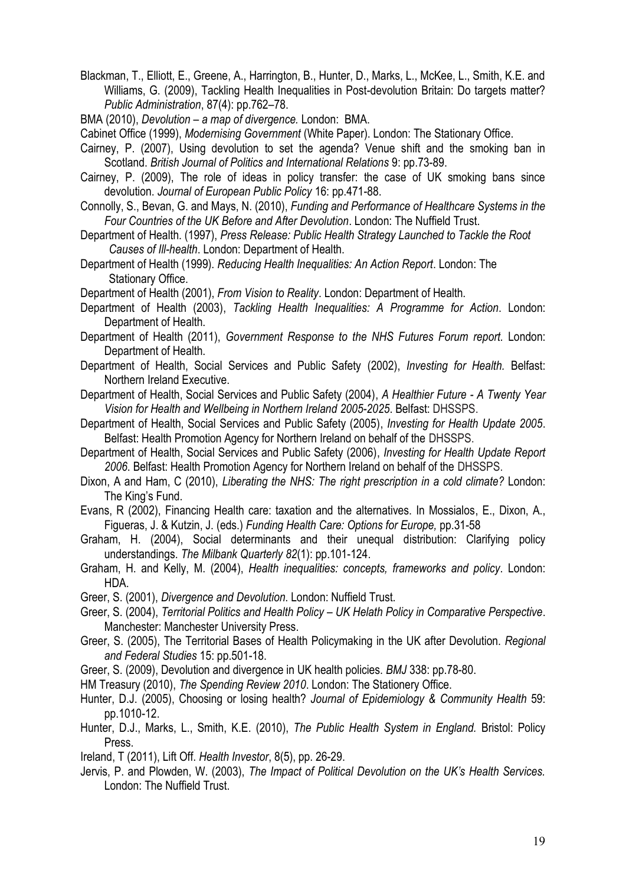Blackman, T., Elliott, E., Greene, A., Harrington, B., Hunter, D., Marks, L., McKee, L., Smith, K.E. and Williams, G. (2009), Tackling Health Inequalities in Post-devolution Britain: Do targets matter? *Public Administration*, 87(4): pp.762–78.

BMA (2010), *Devolution – a map of divergence.* London: BMA.

Cabinet Office (1999), *Modernising Government* (White Paper). London: The Stationary Office.

Cairney, P. (2007), Using devolution to set the agenda? Venue shift and the smoking ban in Scotland. *British Journal of Politics and International Relations* 9: pp.73-89.

Cairney, P. (2009), The role of ideas in policy transfer: the case of UK smoking bans since devolution. *Journal of European Public Policy* 16: pp.471-88.

Connolly, S., Bevan, G. and Mays, N. (2010), *Funding and Performance of Healthcare Systems in the Four Countries of the UK Before and After Devolution*. London: The Nuffield Trust.

Department of Health. (1997), *Press Release: Public Health Strategy Launched to Tackle the Root Causes of Ill-health*. London: Department of Health.

Department of Health (1999). *Reducing Health Inequalities: An Action Report*. London: The Stationary Office.

Department of Health (2001), *From Vision to Reality*. London: Department of Health.

Department of Health (2003), *Tackling Health Inequalities: A Programme for Action*. London: Department of Health.

Department of Health (2011), *Government Response to the NHS Futures Forum report.* London: Department of Health.

Department of Health, Social Services and Public Safety (2002), *Investing for Health.* Belfast: Northern Ireland Executive.

Department of Health, Social Services and Public Safety (2004), *A Healthier Future - A Twenty Year Vision for Health and Wellbeing in Northern Ireland 2005-2025*. Belfast: DHSSPS.

Department of Health, Social Services and Public Safety (2005), *Investing for Health Update 2005*. Belfast: Health Promotion Agency for Northern Ireland on behalf of the DHSSPS.

Department of Health, Social Services and Public Safety (2006), *Investing for Health Update Report 2006*. Belfast: Health Promotion Agency for Northern Ireland on behalf of the DHSSPS.

Dixon, A and Ham, C (2010), *Liberating the NHS: The right prescription in a cold climate?* London: The King's Fund.

Evans, R (2002), Financing Health care: taxation and the alternatives. In Mossialos, E., Dixon, A., Figueras, J. & Kutzin, J. (eds.) *Funding Health Care: Options for Europe,* pp.31-58

Graham, H. (2004), Social determinants and their unequal distribution: Clarifying policy understandings. *The Milbank Quarterly 82*(1): pp.101-124.

Graham, H. and Kelly, M. (2004), *Health inequalities: concepts, frameworks and policy*. London: HDA.

Greer, S. (2001), *Divergence and Devolution*. London: Nuffield Trust.

Greer, S. (2004), *Territorial Politics and Health Policy – UK Helath Policy in Comparative Perspective*. Manchester: Manchester University Press.

Greer, S. (2005), The Territorial Bases of Health Policymaking in the UK after Devolution. *Regional and Federal Studies* 15: pp.501-18.

Greer, S. (2009), Devolution and divergence in UK health policies. *BMJ* 338: pp.78-80.

HM Treasury (2010), *The Spending Review 2010*. London: The Stationery Office.

Hunter, D.J. (2005), Choosing or losing health? *Journal of Epidemiology & Community Health* 59: pp.1010-12.

Hunter, D.J., Marks, L., Smith, K.E. (2010), *The Public Health System in England.* Bristol: Policy Press.

Ireland, T (2011), Lift Off. *Health Investor*, 8(5), pp. 26-29.

Jervis, P. and Plowden, W. (2003), *The Impact of Political Devolution on the UK's Health Services.* London: The Nuffield Trust.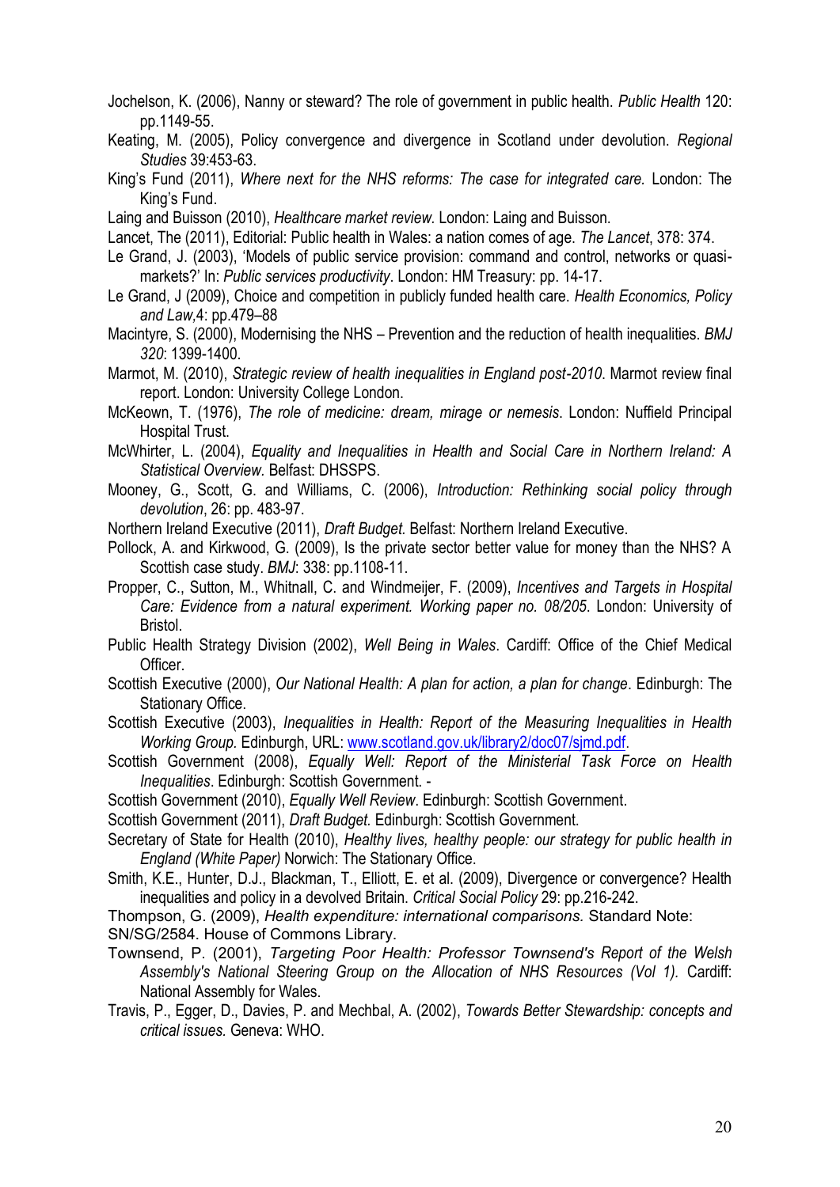Jochelson, K. (2006), Nanny or steward? The role of government in public health. *Public Health* 120: pp.1149-55.

Keating, M. (2005), Policy convergence and divergence in Scotland under devolution. *Regional Studies* 39:453-63.

King's Fund (2011), *Where next for the NHS reforms: The case for integrated care.* London: The King's Fund.

Laing and Buisson (2010), *Healthcare market review.* London: Laing and Buisson.

Lancet, The (2011), Editorial: Public health in Wales: a nation comes of age. *The Lancet*, 378: 374.

Le Grand, J. (2003), 'Models of public service provision: command and control, networks or quasi-markets?' In: *Public services productivity*. London: HM Treasury: pp. 14-17.

Le Grand, J (2009), Choice and competition in publicly funded health care. *Health Economics, Policy and Law*,4: pp.479–88

Macintyre, S. (2000), Modernising the NHS – Prevention and the reduction of health inequalities. *BMJ 320*: 1399-1400.

Marmot, M. (2010), *Strategic review of health inequalities in England post-2010*. Marmot review final report. London: University College London.

McKeown, T. (1976), *The role of medicine: dream, mirage or nemesis*. London: Nuffield Principal Hospital Trust.

McWhirter, L. (2004), *Equality and Inequalities in Health and Social Care in Northern Ireland: A Statistical Overview.* Belfast: DHSSPS.

Mooney, G., Scott, G. and Williams, C. (2006), *Introduction: Rethinking social policy through devolution*, 26: pp. 483-97.

Northern Ireland Executive (2011), *Draft Budget.* Belfast: Northern Ireland Executive.

Pollock, A. and Kirkwood, G. (2009), Is the private sector better value for money than the NHS? A Scottish case study. *BMJ*: 338: pp.1108-11.

Propper, C., Sutton, M., Whitnall, C. and Windmeijer, F. (2009), *Incentives and Targets in Hospital Care: Evidence from a natural experiment. Working paper no. 08/205*. London: University of Bristol.

Public Health Strategy Division (2002), *Well Being in Wales*. Cardiff: Office of the Chief Medical Officer.

Scottish Executive (2000), *Our National Health: A plan for action, a plan for change*. Edinburgh: The Stationary Office.

Scottish Executive (2003), *Inequalities in Health: Report of the Measuring Inequalities in Health Working Group.* Edinburgh, URL: www.scotland.gov.uk/library2/doc07/sjmd.pdf.

Scottish Government (2008), *Equally Well: Report of the Ministerial Task Force on Health Inequalities*. Edinburgh: Scottish Government. -

Scottish Government (2010), *Equally Well Review*. Edinburgh: Scottish Government.

Scottish Government (2011), *Draft Budget.* Edinburgh: Scottish Government.

Secretary of State for Health (2010), *Healthy lives, healthy people: our strategy for public health in England (White Paper)* Norwich: The Stationary Office.

Smith, K.E., Hunter, D.J., Blackman, T., Elliott, E. et al. (2009), Divergence or convergence? Health inequalities and policy in a devolved Britain. *Critical Social Policy* 29: pp.216-242.

Thompson, G. (2009), *Health expenditure: international comparisons.* Standard Note: SN/SG/2584. House of Commons Library.

Townsend, P. (2001), *Targeting Poor Health: Professor Townsend's Report of the Welsh Assembly's National Steering Group on the Allocation of NHS Resources (Vol 1).* Cardiff: National Assembly for Wales.

Travis, P., Egger, D., Davies, P. and Mechbal, A. (2002), *Towards Better Stewardship: concepts and critical issues.* Geneva: WHO.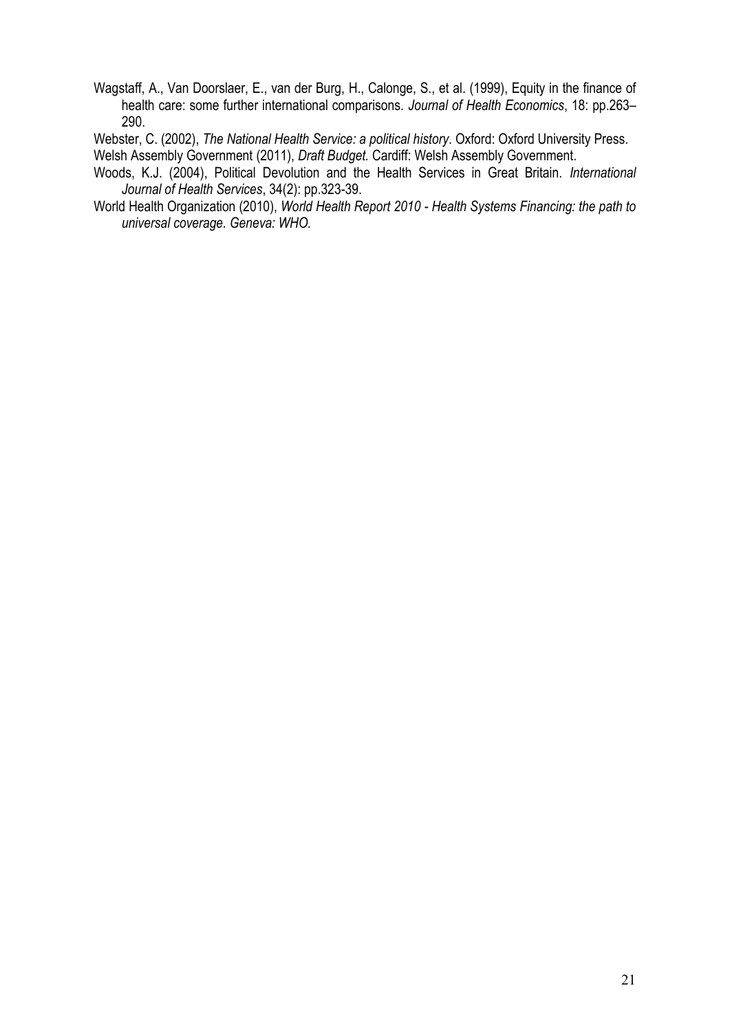Wagstaff, A., Van Doorslaer, E., van der Burg, H., Calonge, S., et al. (1999), Equity in the finance of health care: some further international comparisons. *Journal of Health Economics*, 18: pp.263–290.

Webster, C. (2002), *The National Health Service: a political history*. Oxford: Oxford University Press.

Welsh Assembly Government (2011), *Draft Budget.* Cardiff: Welsh Assembly Government.

Woods, K.J. (2004), Political Devolution and the Health Services in Great Britain. *International Journal of Health Services*, 34(2): pp.323-39.

World Health Organization (2010), *World Health Report 2010 - Health Systems Financing: the path to universal coverage. Geneva: WHO.*